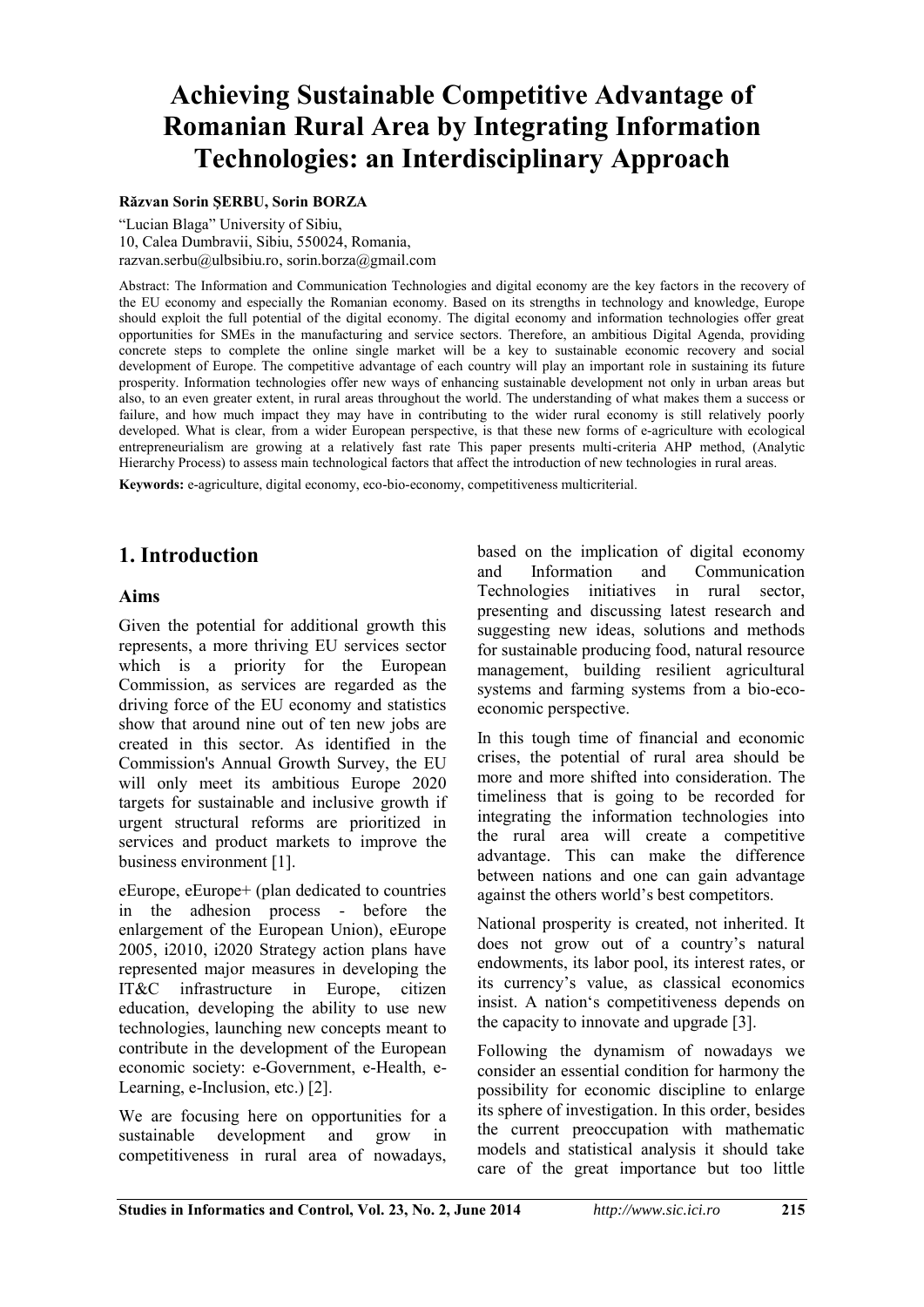# Achieving Sustainable Competitive Advantage of Romanian Rural Area by Integrating Information Technologies: an Interdisciplinary Approach

**Răzvan Sorin ŞERBU, Sorin BORZA**

"Lucian Blaga" University of Sibiu,
10, Calea Dumbravii, Sibiu, 550024, Romania,
razvan.serbu@ulbsibiu.ro, sorin.borza@gmail.com

Abstract: The Information and Communication Technologies and digital economy are the key factors in the recovery of the EU economy and especially the Romanian economy. Based on its strengths in technology and knowledge, Europe should exploit the full potential of the digital economy. The digital economy and information technologies offer great opportunities for SMEs in the manufacturing and service sectors. Therefore, an ambitious Digital Agenda, providing concrete steps to complete the online single market will be a key to sustainable economic recovery and social development of Europe. The competitive advantage of each country will play an important role in sustaining its future prosperity. Information technologies offer new ways of enhancing sustainable development not only in urban areas but also, to an even greater extent, in rural areas throughout the world. The understanding of what makes them a success or failure, and how much impact they may have in contributing to the wider rural economy is still relatively poorly developed. What is clear, from a wider European perspective, is that these new forms of e-agriculture with ecological entrepreneurialism are growing at a relatively fast rate This paper presents multi-criteria AHP method, (Analytic Hierarchy Process) to assess main technological factors that affect the introduction of new technologies in rural areas.

**Keywords:** e-agriculture, digital economy, eco-bio-economy, competitiveness multicriterial.

## 1. Introduction

### Aims

Given the potential for additional growth this represents, a more thriving EU services sector which is a priority for the European Commission, as services are regarded as the driving force of the EU economy and statistics show that around nine out of ten new jobs are created in this sector. As identified in the Commission's Annual Growth Survey, the EU will only meet its ambitious Europe 2020 targets for sustainable and inclusive growth if urgent structural reforms are prioritized in services and product markets to improve the business environment [1].

eEurope, eEurope+ (plan dedicated to countries in the adhesion process - before the enlargement of the European Union), eEurope 2005, i2010, i2020 Strategy action plans have represented major measures in developing the IT&C infrastructure in Europe, citizen education, developing the ability to use new technologies, launching new concepts meant to contribute in the development of the European economic society: e-Government, e-Health, e-Learning, e-Inclusion, etc.) [2].

We are focusing here on opportunities for a sustainable development and grow in competitiveness in rural area of nowadays, based on the implication of digital economy and Information and Communication Technologies initiatives in rural sector, presenting and discussing latest research and suggesting new ideas, solutions and methods for sustainable producing food, natural resource management, building resilient agricultural systems and farming systems from a bio-eco-economic perspective.

In this tough time of financial and economic crises, the potential of rural area should be more and more shifted into consideration. The timeliness that is going to be recorded for integrating the information technologies into the rural area will create a competitive advantage. This can make the difference between nations and one can gain advantage against the others world's best competitors.

National prosperity is created, not inherited. It does not grow out of a country's natural endowments, its labor pool, its interest rates, or its currency's value, as classical economics insist. A nation's competitiveness depends on the capacity to innovate and upgrade [3].

Following the dynamism of nowadays we consider an essential condition for harmony the possibility for economic discipline to enlarge its sphere of investigation. In this order, besides the current preoccupation with mathematic models and statistical analysis it should take care of the great importance but too little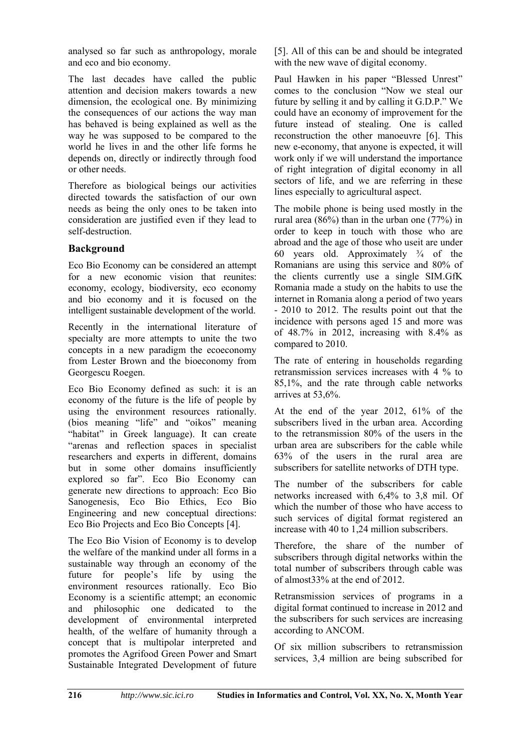analysed so far such as anthropology, morale and eco and bio economy.

The last decades have called the public attention and decision makers towards a new dimension, the ecological one. By minimizing the consequences of our actions the way man has behaved is being explained as well as the way he was supposed to be compared to the world he lives in and the other life forms he depends on, directly or indirectly through food or other needs.

Therefore as biological beings our activities directed towards the satisfaction of our own needs as being the only ones to be taken into consideration are justified even if they lead to self-destruction.

## Background

Eco Bio Economy can be considered an attempt for a new economic vision that reunites: economy, ecology, biodiversity, eco economy and bio economy and it is focused on the intelligent sustainable development of the world.

Recently in the international literature of specialty are more attempts to unite the two concepts in a new paradigm the ecoeconomy from Lester Brown and the bioeconomy from Georgescu Roegen.

Eco Bio Economy defined as such: it is an economy of the future is the life of people by using the environment resources rationally. (bios meaning "life" and "oikos" meaning "habitat" in Greek language). It can create "arenas and reflection spaces in specialist researchers and experts in different, domains but in some other domains insufficiently explored so far". Eco Bio Economy can generate new directions to approach: Eco Bio Sanogenesis, Eco Bio Ethics, Eco Bio Engineering and new conceptual directions: Eco Bio Projects and Eco Bio Concepts [4].

The Eco Bio Vision of Economy is to develop the welfare of the mankind under all forms in a sustainable way through an economy of the future for people's life by using the environment resources rationally. Eco Bio Economy is a scientific attempt; an economic and philosophic one dedicated to the development of environmental interpreted health, of the welfare of humanity through a concept that is multipolar interpreted and promotes the Agrifood Green Power and Smart Sustainable Integrated Development of future [5]. All of this can be and should be integrated with the new wave of digital economy.

Paul Hawken in his paper "Blessed Unrest" comes to the conclusion "Now we steal our future by selling it and by calling it G.D.P." We could have an economy of improvement for the future instead of stealing. One is called reconstruction the other manoeuvre [6]. This new e-economy, that anyone is expected, it will work only if we will understand the importance of right integration of digital economy in all sectors of life, and we are referring in these lines especially to agricultural aspect.

The mobile phone is being used mostly in the rural area (86%) than in the urban one (77%) in order to keep in touch with those who are abroad and the age of those who useit are under 60 years old. Approximately ¾ of the Romanians are using this service and 80% of the clients currently use a single SIM.GfK Romania made a study on the habits to use the internet in Romania along a period of two years - 2010 to 2012. The results point out that the incidence with persons aged 15 and more was of 48.7% in 2012, increasing with 8.4% as compared to 2010.

The rate of entering in households regarding retransmission services increases with 4 % to 85,1%, and the rate through cable networks arrives at 53,6%.

At the end of the year 2012, 61% of the subscribers lived in the urban area. According to the retransmission 80% of the users in the urban area are subscribers for the cable while 63% of the users in the rural area are subscribers for satellite networks of DTH type.

The number of the subscribers for cable networks increased with 6,4% to 3,8 mil. Of which the number of those who have access to such services of digital format registered an increase with 40 to 1,24 million subscribers.

Therefore, the share of the number of subscribers through digital networks within the total number of subscribers through cable was of almost33% at the end of 2012.

Retransmission services of programs in a digital format continued to increase in 2012 and the subscribers for such services are increasing according to ANCOM.

Of six million subscribers to retransmission services, 3,4 million are being subscribed for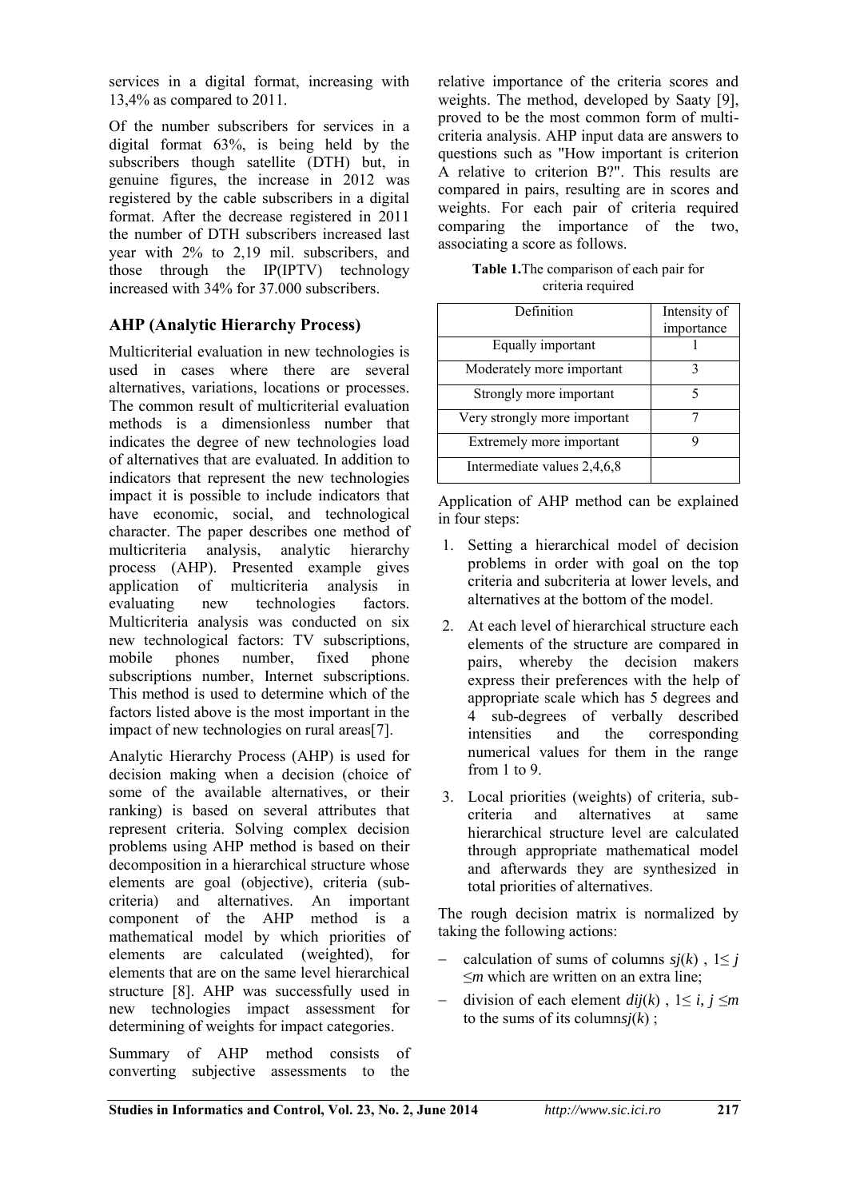services in a digital format, increasing with 13,4% as compared to 2011.

Of the number subscribers for services in a digital format 63%, is being held by the subscribers though satellite (DTH) but, in genuine figures, the increase in 2012 was registered by the cable subscribers in a digital format. After the decrease registered in 2011 the number of DTH subscribers increased last year with 2% to 2,19 mil. subscribers, and those through the IP(IPTV) technology increased with 34% for 37.000 subscribers.

## AHP (Analytic Hierarchy Process)

Multicriterial evaluation in new technologies is used in cases where there are several alternatives, variations, locations or processes. The common result of multicriterial evaluation methods is a dimensionless number that indicates the degree of new technologies load of alternatives that are evaluated. In addition to indicators that represent the new technologies impact it is possible to include indicators that have economic, social, and technological character. The paper describes one method of multicriteria analysis, analytic hierarchy process (AHP). Presented example gives application of multicriteria analysis in evaluating new technologies factors. Multicriteria analysis was conducted on six new technological factors: TV subscriptions, mobile phones number, fixed phone subscriptions number, Internet subscriptions. This method is used to determine which of the factors listed above is the most important in the impact of new technologies on rural areas[7].

Analytic Hierarchy Process (AHP) is used for decision making when a decision (choice of some of the available alternatives, or their ranking) is based on several attributes that represent criteria. Solving complex decision problems using AHP method is based on their decomposition in a hierarchical structure whose elements are goal (objective), criteria (sub-criteria) and alternatives. An important component of the AHP method is a mathematical model by which priorities of elements are calculated (weighted), for elements that are on the same level hierarchical structure [8]. AHP was successfully used in new technologies impact assessment for determining of weights for impact categories.

Summary of AHP method consists of converting subjective assessments to the relative importance of the criteria scores and weights. The method, developed by Saaty [9], proved to be the most common form of multi-criteria analysis. AHP input data are answers to questions such as "How important is criterion A relative to criterion B?". This results are compared in pairs, resulting are in scores and weights. For each pair of criteria required comparing the importance of the two, associating a score as follows.

**Table 1.**The comparison of each pair for criteria required

| Definition | Intensity of importance |
|---|---|
| Equally important | 1 |
| Moderately more important | 3 |
| Strongly more important | 5 |
| Very strongly more important | 7 |
| Extremely more important | 9 |
| Intermediate values 2,4,6,8 | |

Application of AHP method can be explained in four steps:

1. Setting a hierarchical model of decision problems in order with goal on the top criteria and subcriteria at lower levels, and alternatives at the bottom of the model.
2. At each level of hierarchical structure each elements of the structure are compared in pairs, whereby the decision makers express their preferences with the help of appropriate scale which has 5 degrees and 4 sub-degrees of verbally described intensities and the corresponding numerical values for them in the range from 1 to 9.
3. Local priorities (weights) of criteria, sub-criteria and alternatives at same hierarchical structure level are calculated through appropriate mathematical model and afterwards they are synthesized in total priorities of alternatives.

The rough decision matrix is normalized by taking the following actions:

- calculation of sums of columns $sj(k)$ , $1\leq j \leq m$ which are written on an extra line;
- division of each element $dij(k)$ , $1\leq i, j \leq m$ to the sums of its columns$j(k)$ ;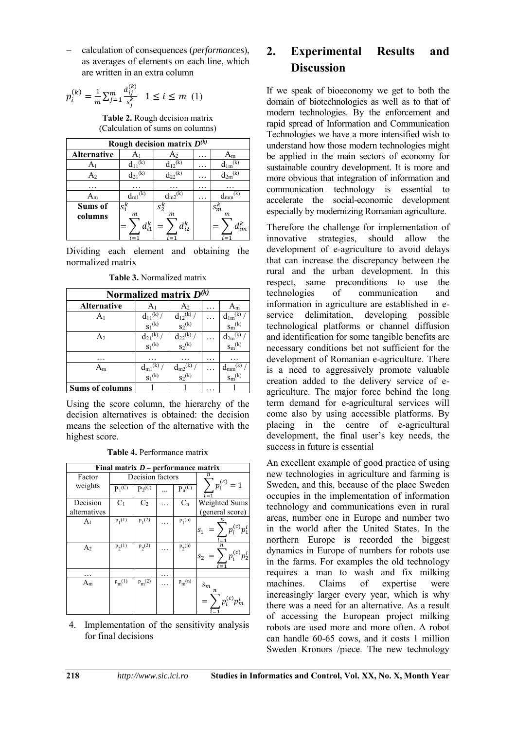- calculation of consequences (*performances*), as averages of elements on each line, which are written in an extra column

$$p_i^{(k)} = \frac{1}{m}\sum_{j=1}^{m}\frac{d_{ij}^{(k)}}{s_j^k} \quad 1 \le i \le m \quad (1)$$

**Table 2.** Rough decision matrix (Calculation of sums on columns)

| Rough decision matrix $D^{(k)}$ | | | | |
|---|---|---|---|---|
| **Alternative** | $A_1$ | $A_2$ | … | $A_m$ |
| $A_1$ | $d_{11}^{(k)}$ | $d_{12}^{(k)}$ | … | $d_{1m}^{(k)}$ |
| $A_2$ | $d_{21}^{(k)}$ | $d_{22}^{(k)}$ | … | $d_{2m}^{(k)}$ |
| … | … | … | … | … |
| $A_m$ | $d_{m1}^{(k)}$ | $d_{m2}^{(k)}$ | … | $d_{mm}^{(k)}$ |
| **Sums of columns** | $s_1^k = \sum_{i=1}^{m} d_{i1}^k$ | $s_2^k = \sum_{i=1}^{m} d_{i2}^k$ | | $s_m^k = \sum_{i=1}^{m} d_{im}^k$ |

Dividing each element and obtaining the normalized matrix

**Table 3.** Normalized matrix

| Normalized matrix $D^{(k)}$ | | | | |
|---|---|---|---|---|
| **Alternative** | $A_1$ | $A_2$ | … | $A_m$ |
| $A_1$ | $d_{11}^{(k)} / s_1^{(k)}$ | $d_{12}^{(k)} / s_2^{(k)}$ | … | $d_{1m}^{(k)} / s_m^{(k)}$ |
| $A_2$ | $d_{21}^{(k)} / s_1^{(k)}$ | $d_{22}^{(k)} / s_2^{(k)}$ | … | $d_{2m}^{(k)} / s_m^{(k)}$ |
| … | … | … | … | … |
| $A_m$ | $d_{m1}^{(k)} / s_1^{(k)}$ | $d_{m2}^{(k)} / s_2^{(k)}$ | … | $d_{mm}^{(k)} / s_m^{(k)}$ |
| **Sums of columns** | 1 | 1 | … | 1 |

Using the score column, the hierarchy of the decision alternatives is obtained: the decision means the selection of the alternative with the highest score.

**Table 4.** Performance matrix

| Final matrix $D$ – performance matrix | | | | | |
|---|---|---|---|---|---|
| Factor weights | Decision factors | | | | $\sum_{i=1}^{n} p_i^{(c)} = 1$ |
| | $P_1^{(C)}$ | $P_2^{(C)}$ | ... | $P_n^{(C)}$ | |
| Decision alternatives | $C_1$ | $C_2$ | … | $C_n$ | Weighted Sums (general score) |
| $A_1$ | $p_1^{(1)}$ | $p_1^{(2)}$ | … | $p_1^{(n)}$ | $s_1 = \sum_{i=1}^{n} p_i^{(c)} p_1^i$ |
| $A_2$ | $p_2^{(1)}$ | $p_2^{(2)}$ | … | $p_2^{(n)}$ | $s_2 = \sum_{i=1}^{n} p_i^{(c)} p_2^i$ |
| … | | | … | | |
| $A_m$ | $p_m^{(1)}$ | $p_m^{(2)}$ | … | $p_m^{(n)}$ | $s_m = \sum_{i=1}^{n} p_i^{(c)} p_m^i$ |

4. Implementation of the sensitivity analysis for final decisions

## 2. Experimental Results and Discussion

If we speak of bioeconomy we get to both the domain of biotechnologies as well as to that of modern technologies. By the enforcement and rapid spread of Information and Communication Technologies we have a more intensified wish to understand how those modern technologies might be applied in the main sectors of economy for sustainable country development. It is more and more obvious that integration of information and communication technology is essential to accelerate the social-economic development especially by modernizing Romanian agriculture.

Therefore the challenge for implementation of innovative strategies, should allow the development of e-agriculture to avoid delays that can increase the discrepancy between the rural and the urban development. In this respect, same preconditions to use the technologies of communication and information in agriculture are established in e-service delimitation, developing possible technological platforms or channel diffusion and identification for some tangible benefits are necessary conditions bet not sufficient for the development of Romanian e-agriculture. There is a need to aggressively promote valuable creation added to the delivery service of e-agriculture. The major force behind the long term demand for e-agricultural services will come also by using accessible platforms. By placing in the centre of e-agricultural development, the final user's key needs, the success in future is essential

An excellent example of good practice of using new technologies in agriculture and farming is Sweden, and this, because of the place Sweden occupies in the implementation of information technology and communications even in rural areas, number one in Europe and number two in the world after the United States. In the northern Europe is recorded the biggest dynamics in Europe of numbers for robots use in the farms. For examples the old technology requires a man to wash and fix milking machines. Claims of expertise were increasingly larger every year, which is why there was a need for an alternative. As a result of accessing the European project milking robots are used more and more often. A robot can handle 60-65 cows, and it costs 1 million Sweden Kronors /piece. The new technology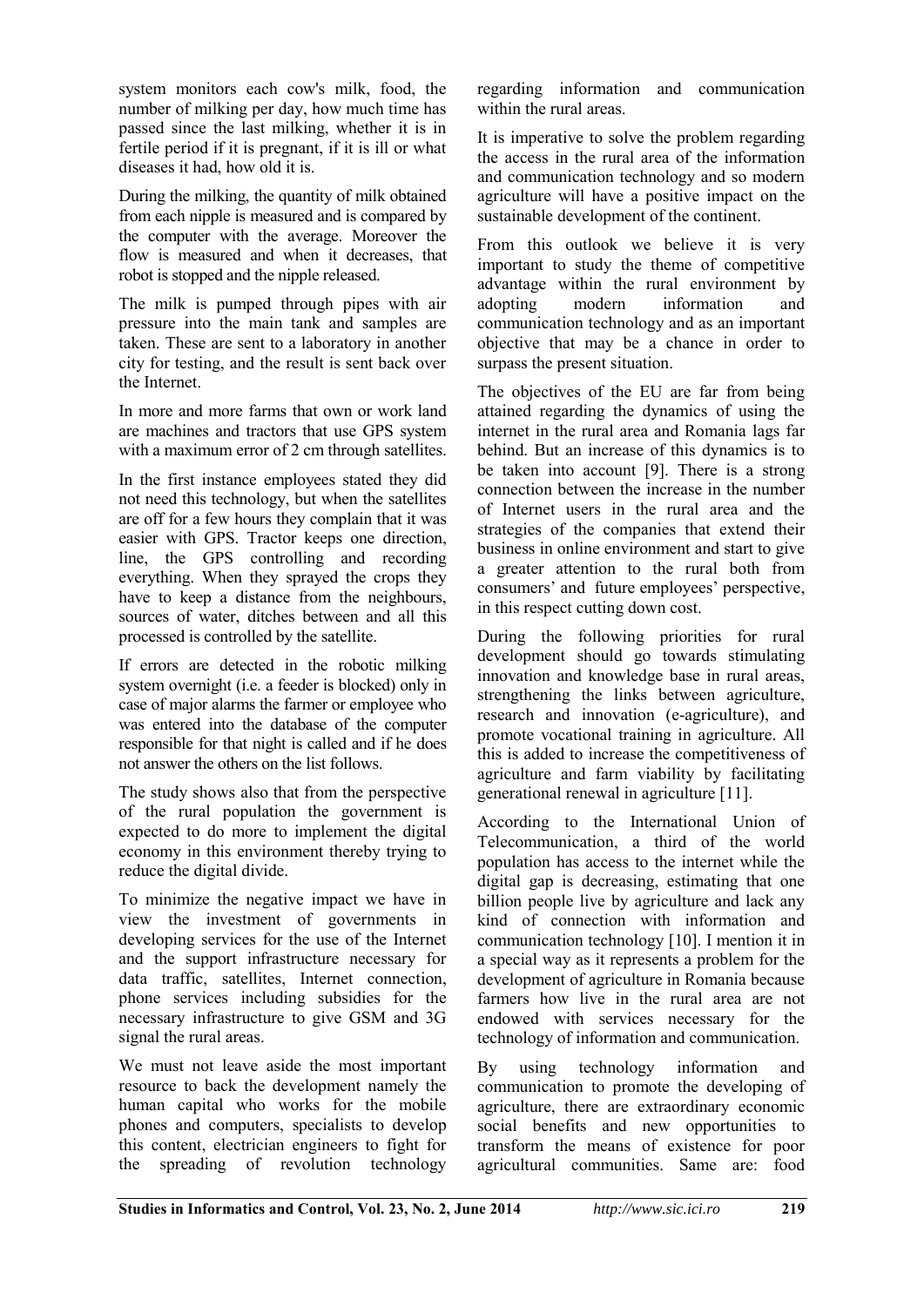system monitors each cow's milk, food, the number of milking per day, how much time has passed since the last milking, whether it is in fertile period if it is pregnant, if it is ill or what diseases it had, how old it is.

During the milking, the quantity of milk obtained from each nipple is measured and is compared by the computer with the average. Moreover the flow is measured and when it decreases, that robot is stopped and the nipple released.

The milk is pumped through pipes with air pressure into the main tank and samples are taken. These are sent to a laboratory in another city for testing, and the result is sent back over the Internet.

In more and more farms that own or work land are machines and tractors that use GPS system with a maximum error of 2 cm through satellites.

In the first instance employees stated they did not need this technology, but when the satellites are off for a few hours they complain that it was easier with GPS. Tractor keeps one direction, line, the GPS controlling and recording everything. When they sprayed the crops they have to keep a distance from the neighbours, sources of water, ditches between and all this processed is controlled by the satellite.

If errors are detected in the robotic milking system overnight (i.e. a feeder is blocked) only in case of major alarms the farmer or employee who was entered into the database of the computer responsible for that night is called and if he does not answer the others on the list follows.

The study shows also that from the perspective of the rural population the government is expected to do more to implement the digital economy in this environment thereby trying to reduce the digital divide.

To minimize the negative impact we have in view the investment of governments in developing services for the use of the Internet and the support infrastructure necessary for data traffic, satellites, Internet connection, phone services including subsidies for the necessary infrastructure to give GSM and 3G signal the rural areas.

We must not leave aside the most important resource to back the development namely the human capital who works for the mobile phones and computers, specialists to develop this content, electrician engineers to fight for the spreading of revolution technology regarding information and communication within the rural areas.

It is imperative to solve the problem regarding the access in the rural area of the information and communication technology and so modern agriculture will have a positive impact on the sustainable development of the continent.

From this outlook we believe it is very important to study the theme of competitive advantage within the rural environment by adopting modern information and communication technology and as an important objective that may be a chance in order to surpass the present situation.

The objectives of the EU are far from being attained regarding the dynamics of using the internet in the rural area and Romania lags far behind. But an increase of this dynamics is to be taken into account [9]. There is a strong connection between the increase in the number of Internet users in the rural area and the strategies of the companies that extend their business in online environment and start to give a greater attention to the rural both from consumers' and future employees' perspective, in this respect cutting down cost.

During the following priorities for rural development should go towards stimulating innovation and knowledge base in rural areas, strengthening the links between agriculture, research and innovation (e-agriculture), and promote vocational training in agriculture. All this is added to increase the competitiveness of agriculture and farm viability by facilitating generational renewal in agriculture [11].

According to the International Union of Telecommunication, a third of the world population has access to the internet while the digital gap is decreasing, estimating that one billion people live by agriculture and lack any kind of connection with information and communication technology [10]. I mention it in a special way as it represents a problem for the development of agriculture in Romania because farmers how live in the rural area are not endowed with services necessary for the technology of information and communication.

By using technology information and communication to promote the developing of agriculture, there are extraordinary economic social benefits and new opportunities to transform the means of existence for poor agricultural communities. Same are: food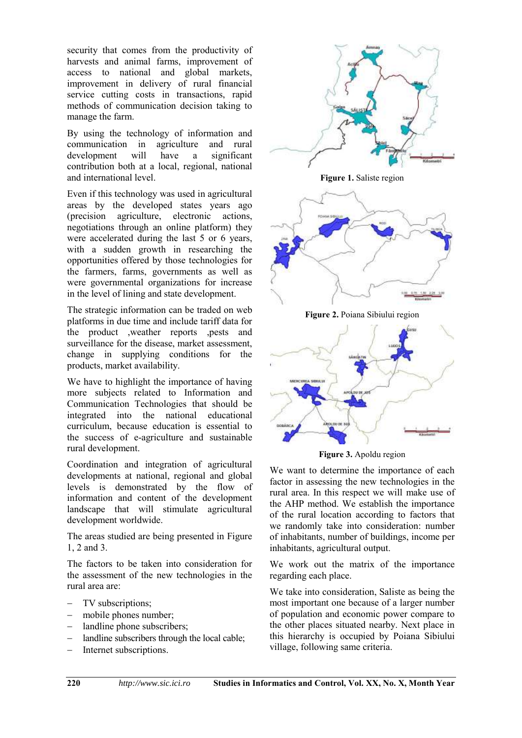security that comes from the productivity of harvests and animal farms, improvement of access to national and global markets, improvement in delivery of rural financial service cutting costs in transactions, rapid methods of communication decision taking to manage the farm.

By using the technology of information and communication in agriculture and rural development will have a significant contribution both at a local, regional, national and international level.

Even if this technology was used in agricultural areas by the developed states years ago (precision agriculture, electronic actions, negotiations through an online platform) they were accelerated during the last 5 or 6 years, with a sudden growth in researching the opportunities offered by those technologies for the farmers, farms, governments as well as were governmental organizations for increase in the level of lining and state development.

The strategic information can be traded on web platforms in due time and include tariff data for the product ,weather reports ,pests and surveillance for the disease, market assessment, change in supplying conditions for the products, market availability.

We have to highlight the importance of having more subjects related to Information and Communication Technologies that should be integrated into the national educational curriculum, because education is essential to the success of e-agriculture and sustainable rural development.

Coordination and integration of agricultural developments at national, regional and global levels is demonstrated by the flow of information and content of the development landscape that will stimulate agricultural development worldwide.

The areas studied are being presented in Figure 1, 2 and 3.

The factors to be taken into consideration for the assessment of the new technologies in the rural area are:

- TV subscriptions;
- mobile phones number;
- landline phone subscribers;
- landline subscribers through the local cable;
- Internet subscriptions.

**Figure 1.** Saliste region

**Figure 2.** Poiana Sibiului region

**Figure 3.** Apoldu region

We want to determine the importance of each factor in assessing the new technologies in the rural area. In this respect we will make use of the AHP method. We establish the importance of the rural location according to factors that we randomly take into consideration: number of inhabitants, number of buildings, income per inhabitants, agricultural output.

We work out the matrix of the importance regarding each place.

We take into consideration, Saliste as being the most important one because of a larger number of population and economic power compare to the other places situated nearby. Next place in this hierarchy is occupied by Poiana Sibiului village, following same criteria.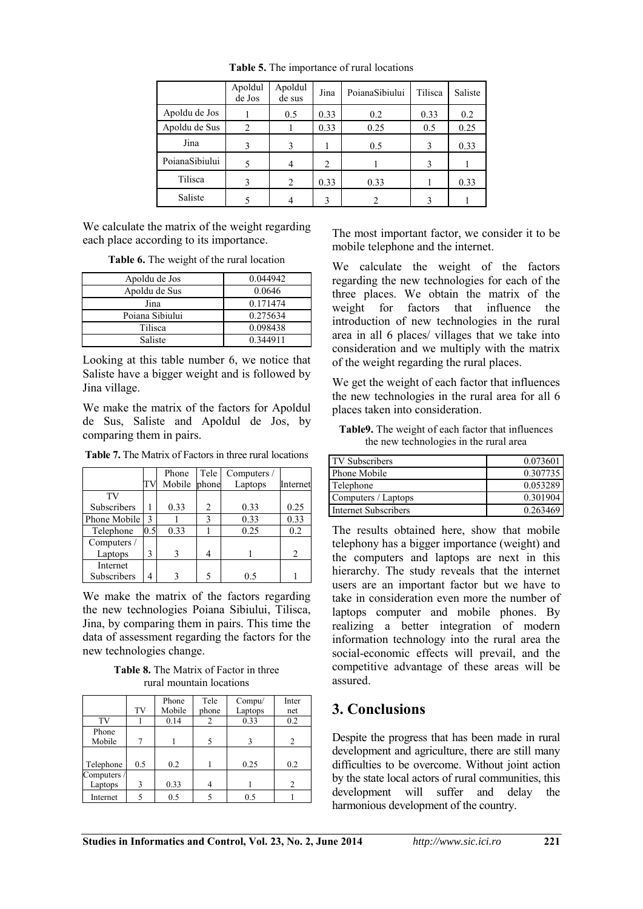**Table 5.** The importance of rural locations

| | Apoldul de Jos | Apoldul de sus | Jina | PoianaSibiului | Tilisca | Saliste |
|---|---|---|---|---|---|---|
| Apoldu de Jos | 1 | 0.5 | 0.33 | 0.2 | 0.33 | 0.2 |
| Apoldu de Sus | 2 | 1 | 0.33 | 0.25 | 0.5 | 0.25 |
| Jina | 3 | 3 | 1 | 0.5 | 3 | 0.33 |
| PoianaSibiului | 5 | 4 | 2 | 1 | 3 | 1 |
| Tilisca | 3 | 2 | 0.33 | 0.33 | 1 | 0.33 |
| Saliste | 5 | 4 | 3 | 2 | 3 | 1 |

We calculate the matrix of the weight regarding each place according to its importance.

**Table 6.** The weight of the rural location

| | |
|---|---|
| Apoldu de Jos | 0.044942 |
| Apoldu de Sus | 0.0646 |
| Jina | 0.171474 |
| Poiana Sibiului | 0.275634 |
| Tilisca | 0.098438 |
| Saliste | 0.344911 |

Looking at this table number 6, we notice that Saliste have a bigger weight and is followed by Jina village.

We make the matrix of the factors for Apoldul de Sus, Saliste and Apoldul de Jos, by comparing them in pairs.

**Table 7.** The Matrix of Factors in three rural locations

| | TV | Phone Mobile | Tele phone | Computers / Laptops | Internet |
|---|---|---|---|---|---|
| TV Subscribers | 1 | 0.33 | 2 | 0.33 | 0.25 |
| Phone Mobile | 3 | 1 | 3 | 0.33 | 0.33 |
| Telephone | 0.5 | 0.33 | 1 | 0.25 | 0.2 |
| Computers / Laptops | 3 | 3 | 4 | 1 | 2 |
| Internet Subscribers | 4 | 3 | 5 | 0.5 | 1 |

We make the matrix of the factors regarding the new technologies Poiana Sibiului, Tilisca, Jina, by comparing them in pairs. This time the data of assessment regarding the factors for the new technologies change.

**Table 8.** The Matrix of Factor in three rural mountain locations

| | TV | Phone Mobile | Tele phone | Compu/ Laptops | Inter net |
|---|---|---|---|---|---|
| TV | 1 | 0.14 | 2 | 0.33 | 0.2 |
| Phone Mobile | 7 | 1 | 5 | 3 | 2 |
| Telephone | 0.5 | 0.2 | 1 | 0.25 | 0.2 |
| Computers / Laptops | 3 | 0.33 | 4 | 1 | 2 |
| Internet | 5 | 0.5 | 5 | 0.5 | 1 |

The most important factor, we consider it to be mobile telephone and the internet.

We calculate the weight of the factors regarding the new technologies for each of the three places. We obtain the matrix of the weight for factors that influence the introduction of new technologies in the rural area in all 6 places/ villages that we take into consideration and we multiply with the matrix of the weight regarding the rural places.

We get the weight of each factor that influences the new technologies in the rural area for all 6 places taken into consideration.

**Table9.** The weight of each factor that influences the new technologies in the rural area

| | |
|---|---|
| TV Subscribers | 0.073601 |
| Phone Mobile | 0.307735 |
| Telephone | 0.053289 |
| Computers / Laptops | 0.301904 |
| Internet Subscribers | 0.263469 |

The results obtained here, show that mobile telephony has a bigger importance (weight) and the computers and laptops are next in this hierarchy. The study reveals that the internet users are an important factor but we have to take in consideration even more the number of laptops computer and mobile phones. By realizing a better integration of modern information technology into the rural area the social-economic effects will prevail, and the competitive advantage of these areas will be assured.

## 3. Conclusions

Despite the progress that has been made in rural development and agriculture, there are still many difficulties to be overcome. Without joint action by the state local actors of rural communities, this development will suffer and delay the harmonious development of the country.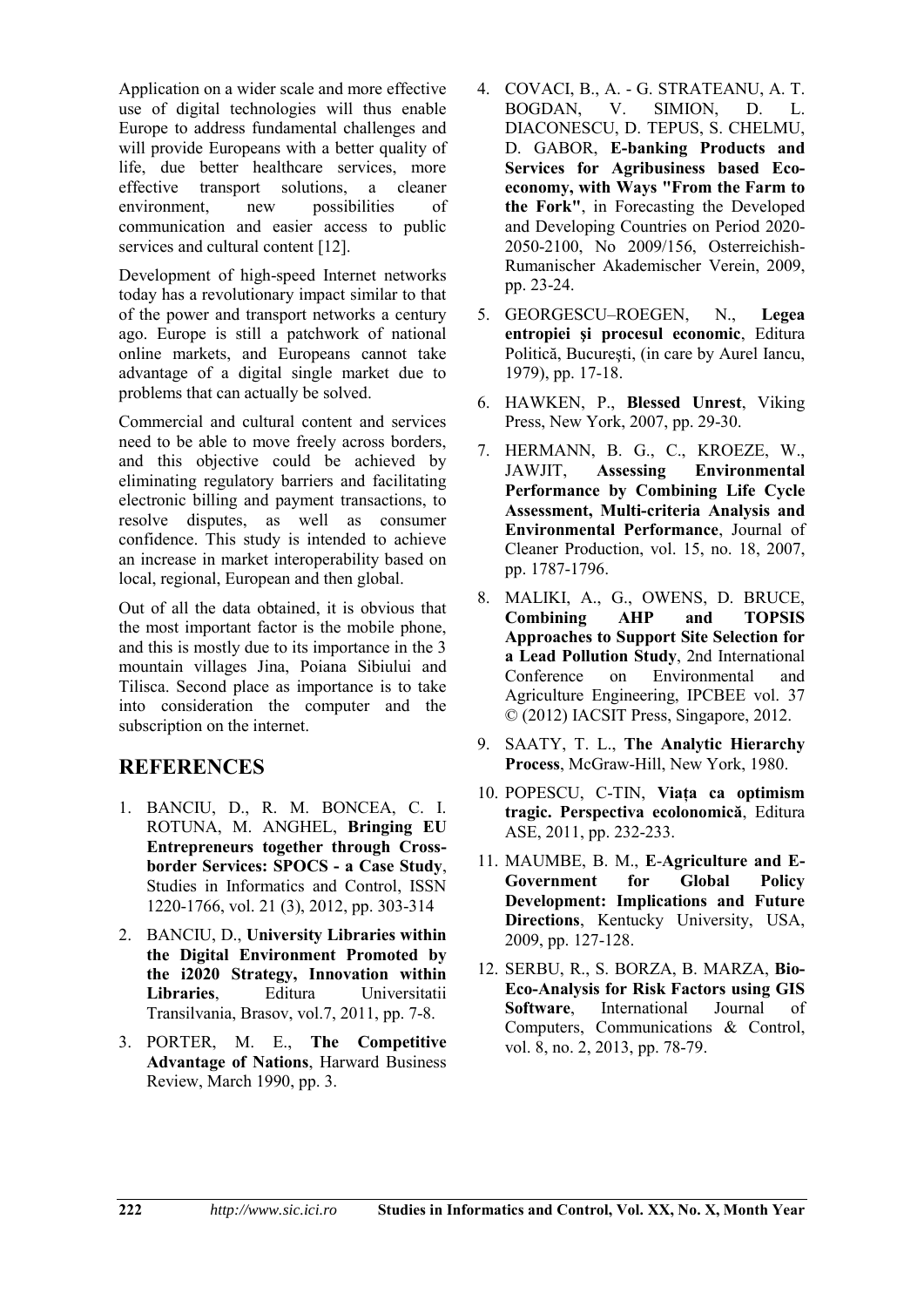Application on a wider scale and more effective use of digital technologies will thus enable Europe to address fundamental challenges and will provide Europeans with a better quality of life, due better healthcare services, more effective transport solutions, a cleaner environment, new possibilities of communication and easier access to public services and cultural content [12].

Development of high-speed Internet networks today has a revolutionary impact similar to that of the power and transport networks a century ago. Europe is still a patchwork of national online markets, and Europeans cannot take advantage of a digital single market due to problems that can actually be solved.

Commercial and cultural content and services need to be able to move freely across borders, and this objective could be achieved by eliminating regulatory barriers and facilitating electronic billing and payment transactions, to resolve disputes, as well as consumer confidence. This study is intended to achieve an increase in market interoperability based on local, regional, European and then global.

Out of all the data obtained, it is obvious that the most important factor is the mobile phone, and this is mostly due to its importance in the 3 mountain villages Jina, Poiana Sibiului and Tilisca. Second place as importance is to take into consideration the computer and the subscription on the internet.

## REFERENCES

1. BANCIU, D., R. M. BONCEA, C. I. ROTUNA, M. ANGHEL, **Bringing EU Entrepreneurs together through Cross-border Services: SPOCS - a Case Study**, Studies in Informatics and Control, ISSN 1220-1766, vol. 21 (3), 2012, pp. 303-314
2. BANCIU, D., **University Libraries within the Digital Environment Promoted by the i2020 Strategy, Innovation within Libraries**, Editura Universitatii Transilvania, Brasov, vol.7, 2011, pp. 7-8.
3. PORTER, M. E., **The Competitive Advantage of Nations**, Harward Business Review, March 1990, pp. 3.
4. COVACI, B., A. - G. STRATEANU, A. T. BOGDAN, V. SIMION, D. L. DIACONESCU, D. TEPUS, S. CHELMU, D. GABOR, **E-banking Products and Services for Agribusiness based Eco-economy, with Ways "From the Farm to the Fork"**, in Forecasting the Developed and Developing Countries on Period 2020-2050-2100, No 2009/156, Osterreichish-Rumanischer Akademischer Verein, 2009, pp. 23-24.
5. GEORGESCU–ROEGEN, N., **Legea entropiei şi procesul economic**, Editura Politică, Bucureşti, (in care by Aurel Iancu, 1979), pp. 17-18.
6. HAWKEN, P., **Blessed Unrest**, Viking Press, New York, 2007, pp. 29-30.
7. HERMANN, B. G., C., KROEZE, W., JAWJIT, **Assessing Environmental Performance by Combining Life Cycle Assessment, Multi-criteria Analysis and Environmental Performance**, Journal of Cleaner Production, vol. 15, no. 18, 2007, pp. 1787-1796.
8. MALIKI, A., G., OWENS, D. BRUCE, **Combining AHP and TOPSIS Approaches to Support Site Selection for a Lead Pollution Study**, 2nd International Conference on Environmental and Agriculture Engineering, IPCBEE vol. 37 © (2012) IACSIT Press, Singapore, 2012.
9. SAATY, T. L., **The Analytic Hierarchy Process**, McGraw-Hill, New York, 1980.
10. POPESCU, C-TIN, **Viaţa ca optimism tragic. Perspectiva ecolonomică**, Editura ASE, 2011, pp. 232-233.
11. MAUMBE, B. M., **E-Agriculture and E-Government for Global Policy Development: Implications and Future Directions**, Kentucky University, USA, 2009, pp. 127-128.
12. SERBU, R., S. BORZA, B. MARZA, **Bio-Eco-Analysis for Risk Factors using GIS Software**, International Journal of Computers, Communications & Control, vol. 8, no. 2, 2013, pp. 78-79.